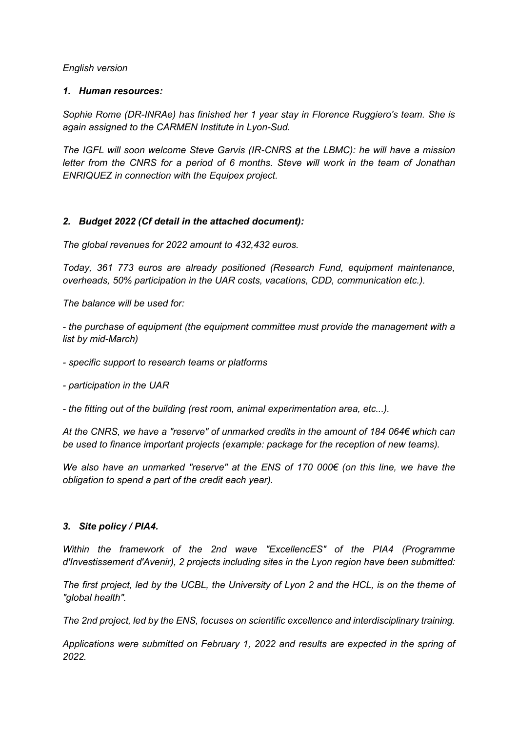*English version*

### *1. Human resources:*

*Sophie Rome (DR-INRAe) has finished her 1 year stay in Florence Ruggiero's team. She is again assigned to the CARMEN Institute in Lyon-Sud.*

*The IGFL will soon welcome Steve Garvis (IR-CNRS at the LBMC): he will have a mission letter from the CNRS for a period of 6 months. Steve will work in the team of Jonathan ENRIQUEZ in connection with the Equipex project.*

### *2. Budget 2022 (Cf detail in the attached document):*

*The global revenues for 2022 amount to 432,432 euros.*

*Today, 361 773 euros are already positioned (Research Fund, equipment maintenance, overheads, 50% participation in the UAR costs, vacations, CDD, communication etc.).*

*The balance will be used for:*

*- the purchase of equipment (the equipment committee must provide the management with a list by mid-March)*

*- specific support to research teams or platforms*

*- participation in the UAR*

*- the fitting out of the building (rest room, animal experimentation area, etc...).*

*At the CNRS, we have a "reserve" of unmarked credits in the amount of 184 064€ which can be used to finance important projects (example: package for the reception of new teams).*

*We also have an unmarked "reserve" at the ENS of 170 000€ (on this line, we have the obligation to spend a part of the credit each year).*

### *3. Site policy / PIA4.*

*Within the framework of the 2nd wave "ExcellencES" of the PIA4 (Programme d'Investissement d'Avenir), 2 projects including sites in the Lyon region have been submitted:*

*The first project, led by the UCBL, the University of Lyon 2 and the HCL, is on the theme of "global health".*

*The 2nd project, led by the ENS, focuses on scientific excellence and interdisciplinary training.*

*Applications were submitted on February 1, 2022 and results are expected in the spring of 2022.*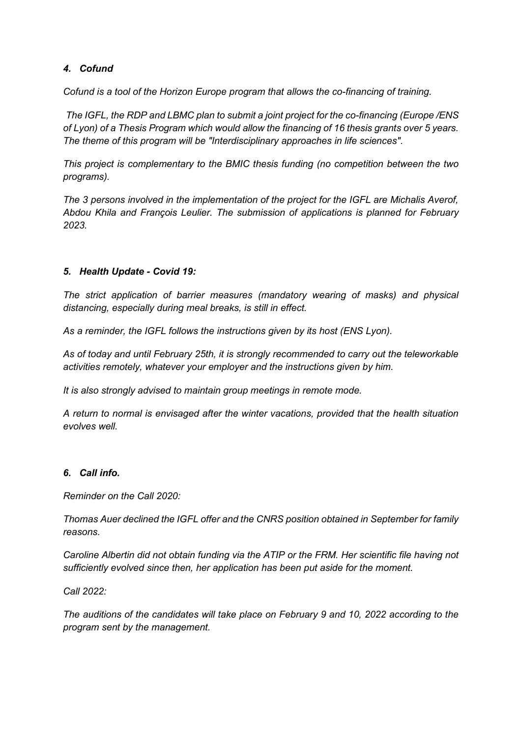### *4. Cofund*

*Cofund is a tool of the Horizon Europe program that allows the co-financing of training.*

*The IGFL, the RDP and LBMC plan to submit a joint project for the co-financing (Europe /ENS of Lyon) of a Thesis Program which would allow the financing of 16 thesis grants over 5 years. The theme of this program will be "Interdisciplinary approaches in life sciences".*

*This project is complementary to the BMIC thesis funding (no competition between the two programs).*

*The 3 persons involved in the implementation of the project for the IGFL are Michalis Averof, Abdou Khila and François Leulier. The submission of applications is planned for February 2023.*

### *5. Health Update - Covid 19:*

*The strict application of barrier measures (mandatory wearing of masks) and physical distancing, especially during meal breaks, is still in effect.*

*As a reminder, the IGFL follows the instructions given by its host (ENS Lyon).*

*As of today and until February 25th, it is strongly recommended to carry out the teleworkable activities remotely, whatever your employer and the instructions given by him.*

*It is also strongly advised to maintain group meetings in remote mode.*

*A return to normal is envisaged after the winter vacations, provided that the health situation evolves well.*

### *6. Call info.*

*Reminder on the Call 2020:*

*Thomas Auer declined the IGFL offer and the CNRS position obtained in September for family reasons.*

*Caroline Albertin did not obtain funding via the ATIP or the FRM. Her scientific file having not sufficiently evolved since then, her application has been put aside for the moment.*

*Call 2022:*

*The auditions of the candidates will take place on February 9 and 10, 2022 according to the program sent by the management.*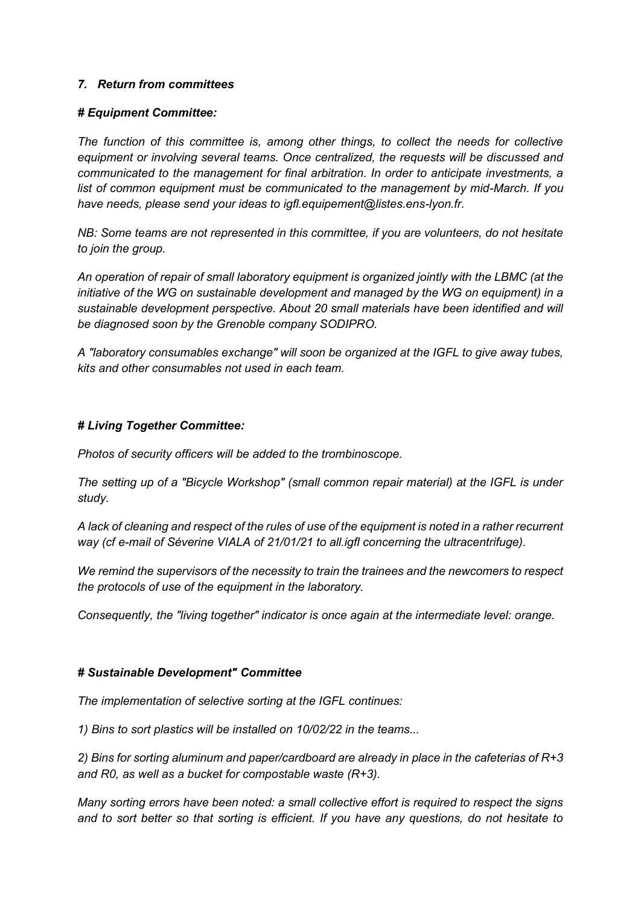### *7. Return from committees*

#### *# Equipment Committee:*

*The function of this committee is, among other things, to collect the needs for collective equipment or involving several teams. Once centralized, the requests will be discussed and communicated to the management for final arbitration. In order to anticipate investments, a list of common equipment must be communicated to the management by mid-March. If you have needs, please send your ideas to igfl.equipement@listes.ens-lyon.fr.*

*NB: Some teams are not represented in this committee, if you are volunteers, do not hesitate to join the group.*

*An operation of repair of small laboratory equipment is organized jointly with the LBMC (at the initiative of the WG on sustainable development and managed by the WG on equipment) in a sustainable development perspective. About 20 small materials have been identified and will be diagnosed soon by the Grenoble company SODIPRO.*

*A "laboratory consumables exchange" will soon be organized at the IGFL to give away tubes, kits and other consumables not used in each team.*

#### *# Living Together Committee:*

*Photos of security officers will be added to the trombinoscope.*

*The setting up of a "Bicycle Workshop" (small common repair material) at the IGFL is under study.*

*A lack of cleaning and respect of the rules of use of the equipment is noted in a rather recurrent way (cf e-mail of Séverine VIALA of 21/01/21 to all.igfl concerning the ultracentrifuge).*

*We remind the supervisors of the necessity to train the trainees and the newcomers to respect the protocols of use of the equipment in the laboratory.*

*Consequently, the "living together" indicator is once again at the intermediate level: orange.*

#### *# Sustainable Development" Committee*

*The implementation of selective sorting at the IGFL continues:*

*1) Bins to sort plastics will be installed on 10/02/22 in the teams...*

*2) Bins for sorting aluminum and paper/cardboard are already in place in the cafeterias of R+3 and R0, as well as a bucket for compostable waste (R+3).*

*Many sorting errors have been noted: a small collective effort is required to respect the signs and to sort better so that sorting is efficient. If you have any questions, do not hesitate to*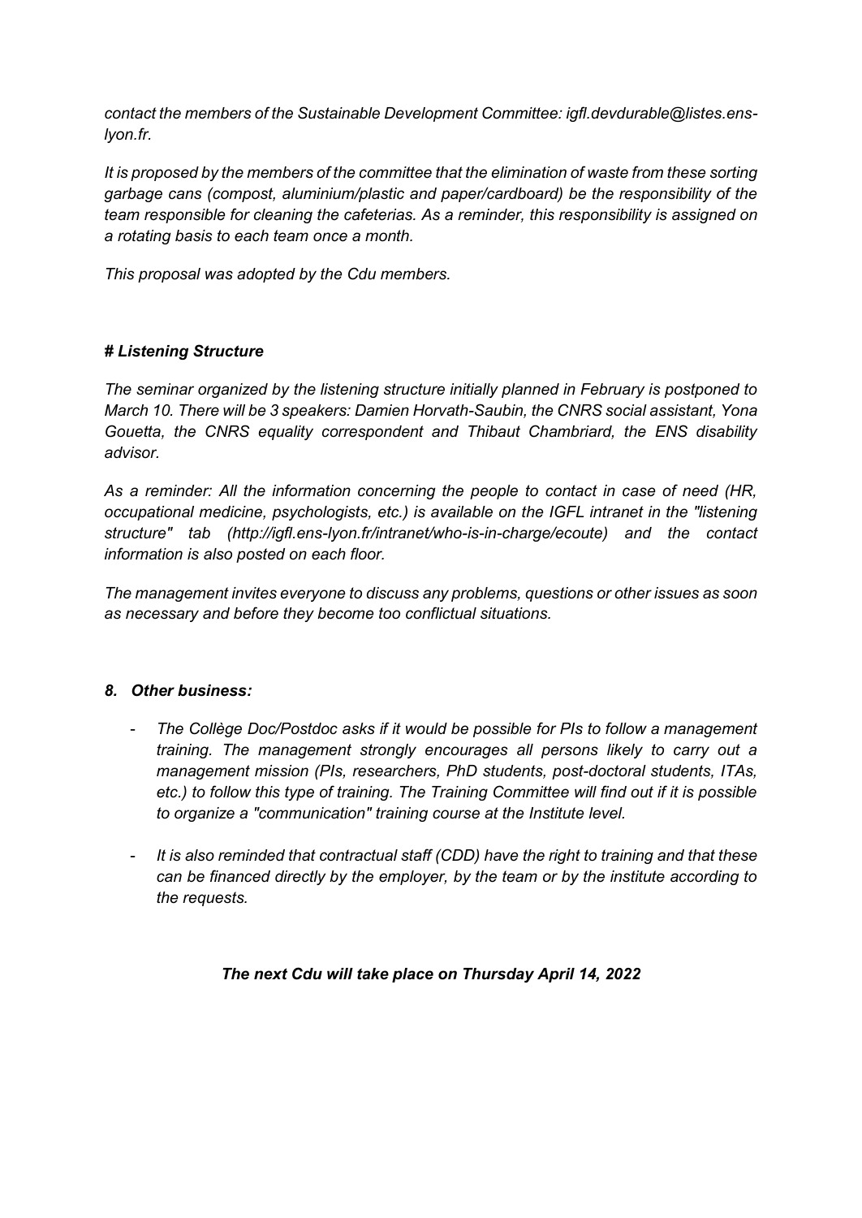*contact the members of the Sustainable Development Committee: igfl.devdurable@listes.ens-lyon.fr.*

*It is proposed by the members of the committee that the elimination of waste from these sorting garbage cans (compost, aluminium/plastic and paper/cardboard) be the responsibility of the team responsible for cleaning the cafeterias. As a reminder, this responsibility is assigned on a rotating basis to each team once a month.*

*This proposal was adopted by the Cdu members.*

***# Listening Structure***

*The seminar organized by the listening structure initially planned in February is postponed to March 10. There will be 3 speakers: Damien Horvath-Saubin, the CNRS social assistant, Yona Gouetta, the CNRS equality correspondent and Thibaut Chambriard, the ENS disability advisor.*

*As a reminder: All the information concerning the people to contact in case of need (HR, occupational medicine, psychologists, etc.) is available on the IGFL intranet in the "listening structure" tab (http://igfl.ens-lyon.fr/intranet/who-is-in-charge/ecoute) and the contact information is also posted on each floor.*

*The management invites everyone to discuss any problems, questions or other issues as soon as necessary and before they become too conflictual situations.*

***8. Other business:***

- *The Collège Doc/Postdoc asks if it would be possible for PIs to follow a management training. The management strongly encourages all persons likely to carry out a management mission (PIs, researchers, PhD students, post-doctoral students, ITAs, etc.) to follow this type of training. The Training Committee will find out if it is possible to organize a "communication" training course at the Institute level.*
- *It is also reminded that contractual staff (CDD) have the right to training and that these can be financed directly by the employer, by the team or by the institute according to the requests.*

***The next Cdu will take place on Thursday April 14, 2022***